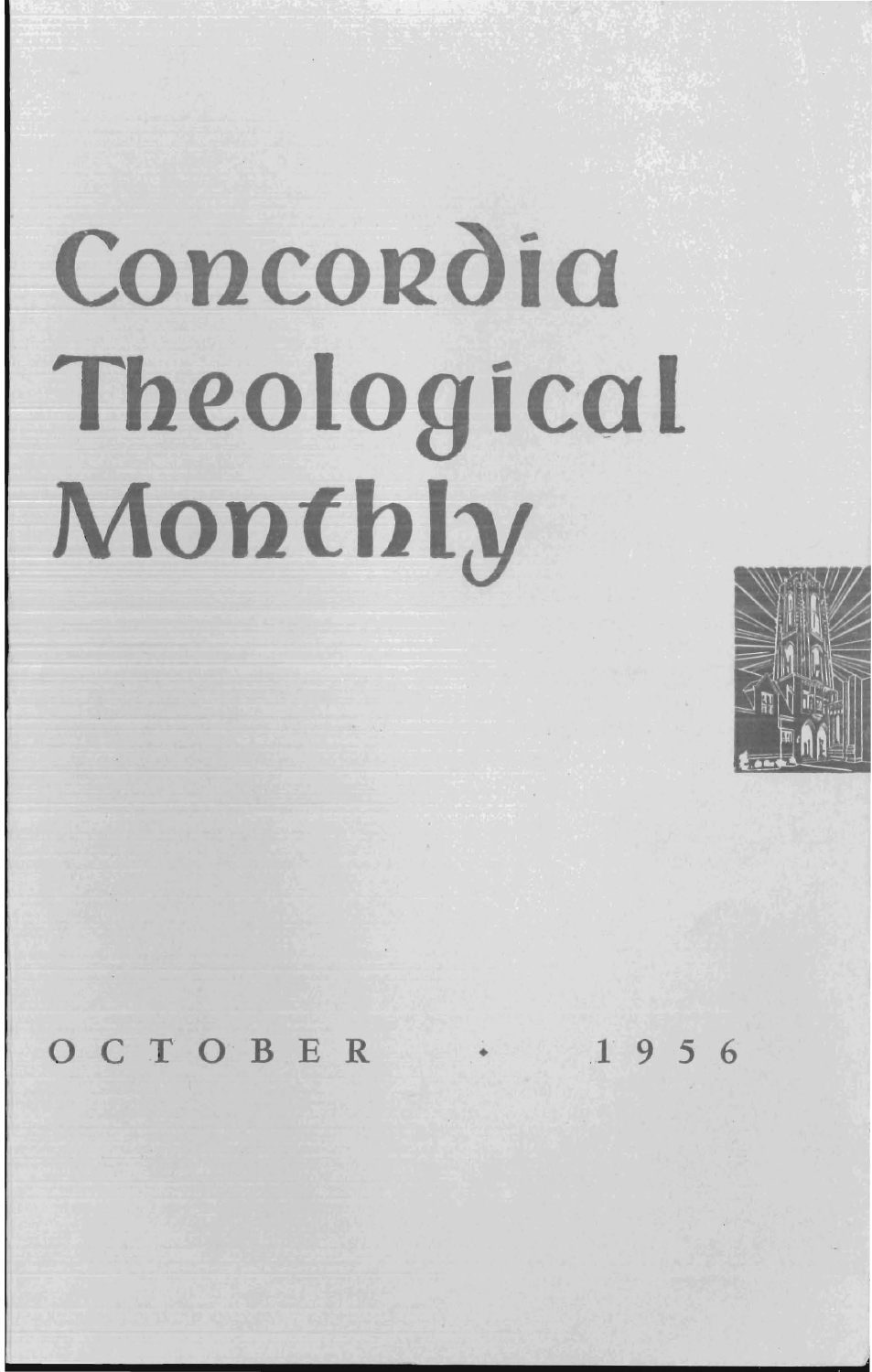# Concordia Theological Monthly

OCTOBER • 1956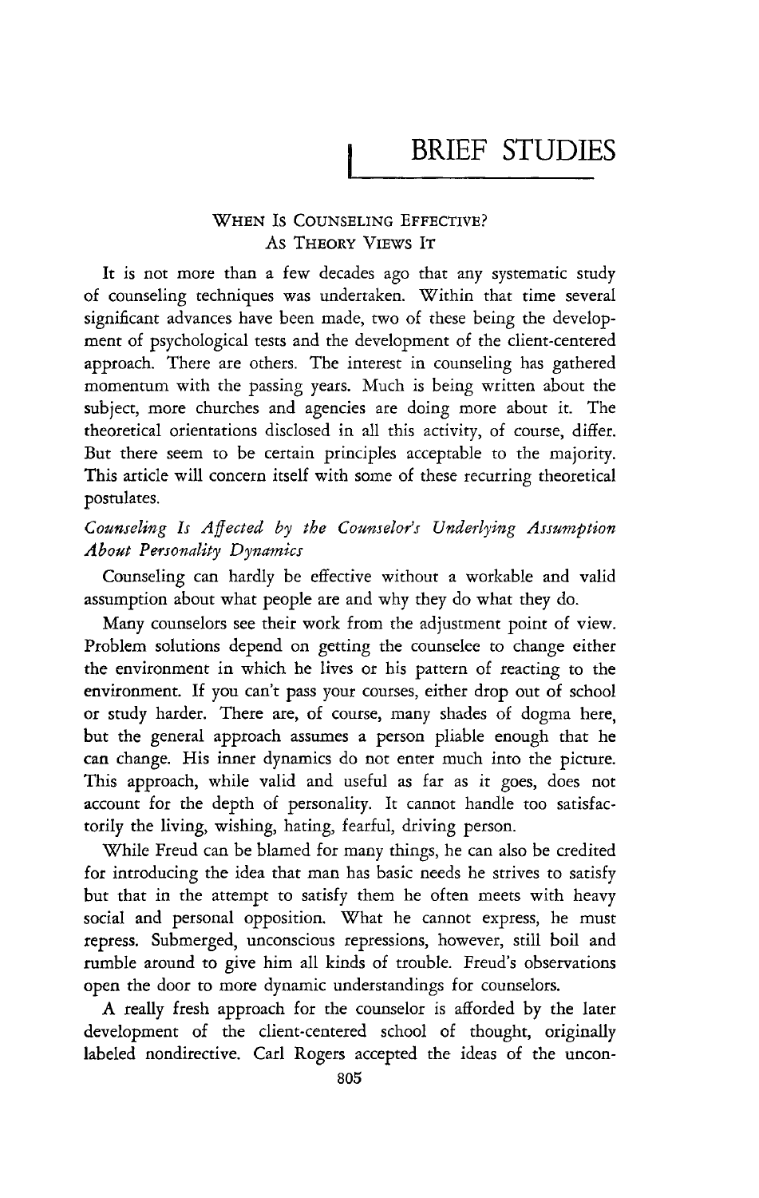# BRIEF STUDIES

## When Is Counseling Effective? As Theory Views It

It is not more than a few decades ago that any systematic study of counseling techniques was undertaken. Within that time several significant advances have been made, two of these being the development of psychological tests and the development of the client-centered approach. There are others. The interest in counseling has gathered momentum with the passing years. Much is being written about the subject, more churches and agencies are doing more about it. The theoretical orientations disclosed in all this activity, of course, differ. But there seem to be certain principles acceptable to the majority. This article will concern itself with some of these recurring theoretical postulates.

### *Counseling Is Affected by the Counselor's Underlying Assumption About Personality Dynamics*

Counseling can hardly be effective without a workable and valid assumption about what people are and why they do what they do.

Many counselors see their work from the adjustment point of view. Problem solutions depend on getting the counselee to change either the environment in which he lives or his pattern of reacting to the environment. If you can't pass your courses, either drop out of school or study harder. There are, of course, many shades of dogma here, but the general approach assumes a person pliable enough that he can change. His inner dynamics do not enter much into the picture. This approach, while valid and useful as far as it goes, does not account for the depth of personality. It cannot handle too satisfactorily the living, wishing, hating, fearful, driving person.

While Freud can be blamed for many things, he can also be credited for introducing the idea that man has basic needs he strives to satisfy but that in the attempt to satisfy them he often meets with heavy social and personal opposition. What he cannot express, he must repress. Submerged, unconscious repressions, however, still boil and rumble around to give him all kinds of trouble. Freud's observations open the door to more dynamic understandings for counselors.

A really fresh approach for the counselor is afforded by the later development of the client-centered school of thought, originally labeled nondirective. Carl Rogers accepted the ideas of the uncon-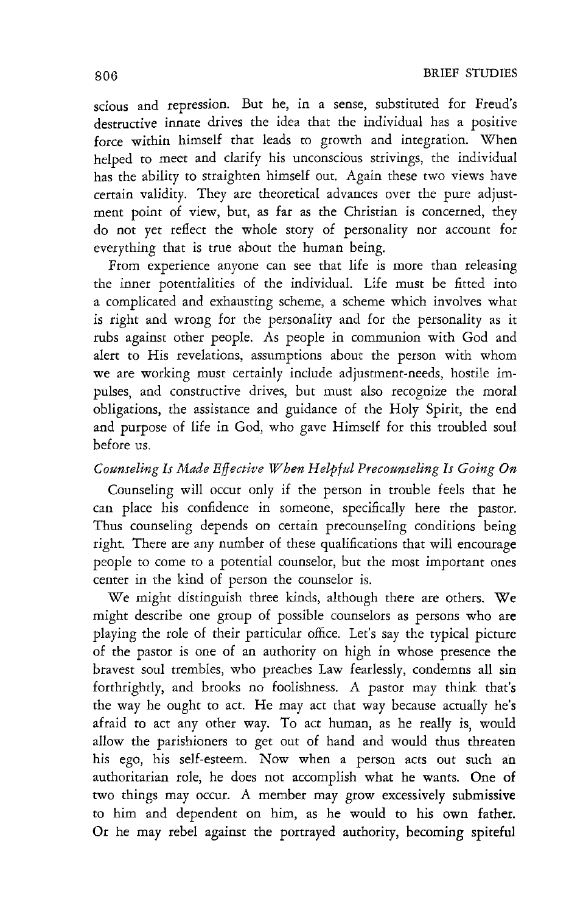scious and repression. But he, in a sense, substituted for Freud's destructive innate drives the idea that the individual has a positive force within himself that leads to growth and integration. When helped to meet and clarify his unconscious strivings, the individual has the ability to straighten himself out. Again these two views have certain validity. They are theoretical advances over the pure adjustment point of view, but, as far as the Christian is concerned, they do not yet reflect the whole story of personality nor account for everything that is true about the human being.

From experience anyone can see that life is more than releasing the inner potentialities of the individual. Life must be fitted into a complicated and exhausting scheme, a scheme which involves what is right and wrong for the personality and for the personality as it rubs against other people. As people in communion with God and alert to His revelations, assumptions about the person with whom we are working must certainly include adjustment-needs, hostile impulses, and constructive drives, but must also recognize the moral obligations, the assistance and guidance of the Holy Spirit, the end and purpose of life in God, who gave Himself for this troubled soul before us.

*Counseling Is Made Effective When Helpful Precounseling Is Going On*

Counseling will occur only if the person in trouble feels that he can place his confidence in someone, specifically here the pastor. Thus counseling depends on certain precounseling conditions being right. There are any number of these qualifications that will encourage people to come to a potential counselor, but the most important ones center in the kind of person the counselor is.

We might distinguish three kinds, although there are others. We might describe one group of possible counselors as persons who are playing the role of their particular office. Let's say the typical picture of the pastor is one of an authority on high in whose presence the bravest soul trembles, who preaches Law fearlessly, condemns all sin forthrightly, and brooks no foolishness. A pastor may think that's the way he ought to act. He may act that way because actually he's afraid to act any other way. To act human, as he really is, would allow the parishioners to get out of hand and would thus threaten his ego, his self-esteem. Now when a person acts out such an authoritarian role, he does not accomplish what he wants. One of two things may occur. A member may grow excessively submissive to him and dependent on him, as he would to his own father. Or he may rebel against the portrayed authority, becoming spiteful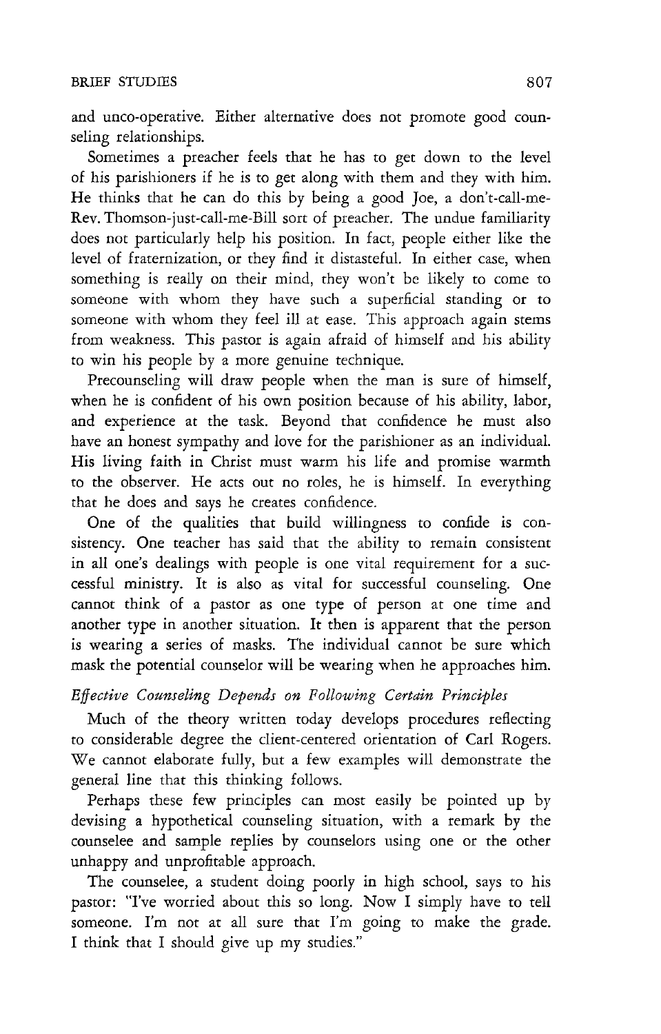and unco-operative. Either alternative does not promote good counseling relationships.

Sometimes a preacher feels that he has to get down to the level of his parishioners if he is to get along with them and they with him. He thinks that he can do this by being a good Joe, a don't-call-me-Rev. Thomson-just-call-me-Bill sort of preacher. The undue familiarity does not particularly help his position. In fact, people either like the level of fraternization, or they find it distasteful. In either case, when something is really on their mind, they won't be likely to come to someone with whom they have such a superficial standing or to someone with whom they feel ill at ease. This approach again stems from weakness. This pastor is again afraid of himself and his ability to win his people by a more genuine technique.

Precounseling will draw people when the man is sure of himself, when he is confident of his own position because of his ability, labor, and experience at the task. Beyond that confidence he must also have an honest sympathy and love for the parishioner as an individual. His living faith in Christ must warm his life and promise warmth to the observer. He acts out no roles, he is himself. In everything that he does and says he creates confidence.

One of the qualities that build willingness to confide is consistency. One teacher has said that the ability to remain consistent in all one's dealings with people is one vital requirement for a successful ministry. It is also as vital for successful counseling. One cannot think of a pastor as one type of person at one time and another type in another situation. It then is apparent that the person is wearing a series of masks. The individual cannot be sure which mask the potential counselor will be wearing when he approaches him.

*Effective Counseling Depends on Following Certain Principles*

Much of the theory written today develops procedures reflecting to considerable degree the client-centered orientation of Carl Rogers. We cannot elaborate fully, but a few examples will demonstrate the general line that this thinking follows.

Perhaps these few principles can most easily be pointed up by devising a hypothetical counseling situation, with a remark by the counselee and sample replies by counselors using one or the other unhappy and unprofitable approach.

The counselee, a student doing poorly in high school, says to his pastor: "I've worried about this so long. Now I simply have to tell someone. I'm not at all sure that I'm going to make the grade. I think that I should give up my studies."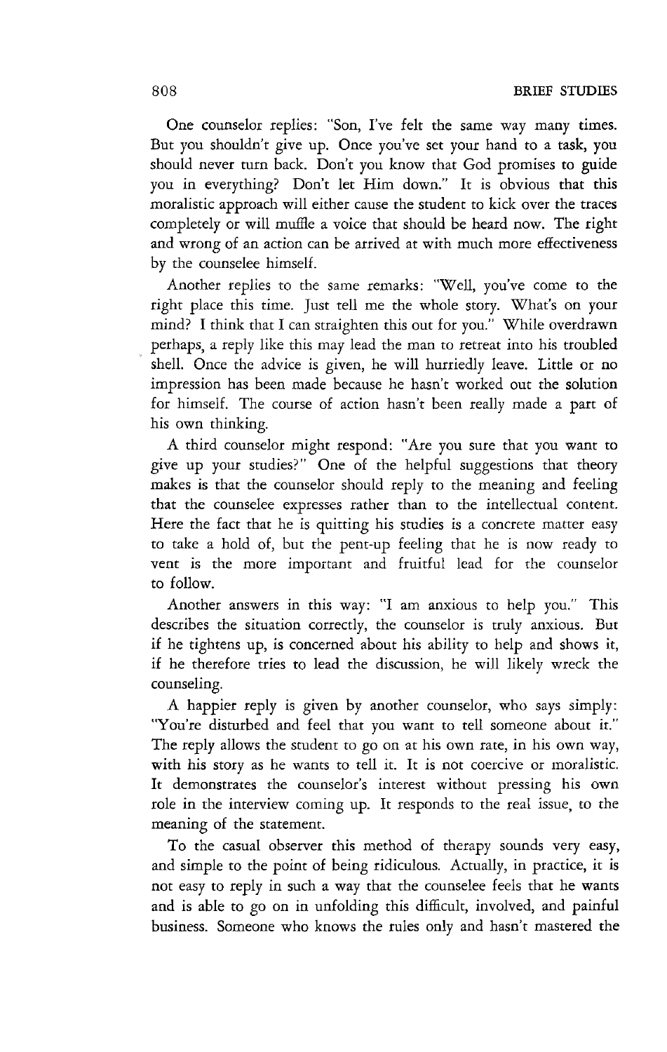One counselor replies: "Son, I've felt the same way many times. But you shouldn't give up. Once you've set your hand to a task, you should never turn back. Don't you know that God promises to guide you in everything? Don't let Him down." It is obvious that this moralistic approach will either cause the student to kick over the traces completely or will muffle a voice that should be heard now. The right and wrong of an action can be arrived at with much more effectiveness by the counselee himself.

Another replies to the same remarks: "Well, you've come to the right place this time. Just tell me the whole story. What's on your mind? I think that I can straighten this out for you." While overdrawn perhaps, a reply like this may lead the man to retreat into his troubled shell. Once the advice is given, he will hurriedly leave. Little or no impression has been made because he hasn't worked out the solution for himself. The course of action hasn't been really made a part of his own thinking.

A third counselor might respond: "Are you sure that you want to give up your studies?" One of the helpful suggestions that theory makes is that the counselor should reply to the meaning and feeling that the counselee expresses rather than to the intellectual content. Here the fact that he is quitting his studies is a concrete matter easy to take a hold of, but the pent-up feeling that he is now ready to vent is the more important and fruitful lead for the counselor to follow.

Another answers in this way: "I am anxious to help you." This describes the situation correctly, the counselor is truly anxious. But if he tightens up, is concerned about his ability to help and shows it, if he therefore tries to lead the discussion, he will likely wreck the counseling.

A happier reply is given by another counselor, who says simply: "You're disturbed and feel that you want to tell someone about it." The reply allows the student to go on at his own rate, in his own way, with his story as he wants to tell it. It is not coercive or moralistic. It demonstrates the counselor's interest without pressing his own role in the interview coming up. It responds to the real issue, to the meaning of the statement.

To the casual observer this method of therapy sounds very easy, and simple to the point of being ridiculous. Actually, in practice, it is not easy to reply in such a way that the counselee feels that he wants and is able to go on in unfolding this difficult, involved, and painful business. Someone who knows the rules only and hasn't mastered the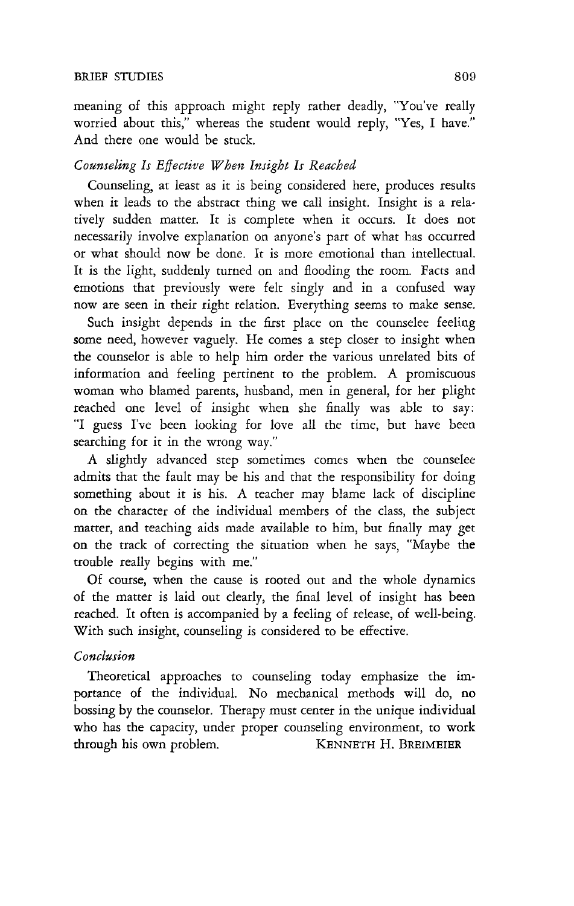meaning of this approach might reply rather deadly, "You've really worried about this," whereas the student would reply, "Yes, I have." And there one would be stuck.

### *Counseling Is Effective When Insight Is Reached*

Counseling, at least as it is being considered here, produces results when it leads to the abstract thing we call insight. Insight is a relatively sudden matter. It is complete when it occurs. It does not necessarily involve explanation on anyone's part of what has occurred or what should now be done. It is more emotional than intellectual. It is the light, suddenly turned on and flooding the room. Facts and emotions that previously were felt singly and in a confused way now are seen in their right relation. Everything seems to make sense.

Such insight depends in the first place on the counselee feeling some need, however vaguely. He comes a step closer to insight when the counselor is able to help him order the various unrelated bits of information and feeling pertinent to the problem. A promiscuous woman who blamed parents, husband, men in general, for her plight reached one level of insight when she finally was able to say: "I guess I've been looking for love all the time, but have been searching for it in the wrong way."

A slightly advanced step sometimes comes when the counselee admits that the fault may be his and that the responsibility for doing something about it is his. A teacher may blame lack of discipline on the character of the individual members of the class, the subject matter, and teaching aids made available to him, but finally may get on the track of correcting the situation when he says, "Maybe the trouble really begins with me."

Of course, when the cause is rooted out and the whole dynamics of the matter is laid out clearly, the final level of insight has been reached. It often is accompanied by a feeling of release, of well-being. With such insight, counseling is considered to be effective.

### *Conclusion*

Theoretical approaches to counseling today emphasize the importance of the individual. No mechanical methods will do, no bossing by the counselor. Therapy must center in the unique individual who has the capacity, under proper counseling environment, to work through his own problem.

KENNETH H. BREIMEIER